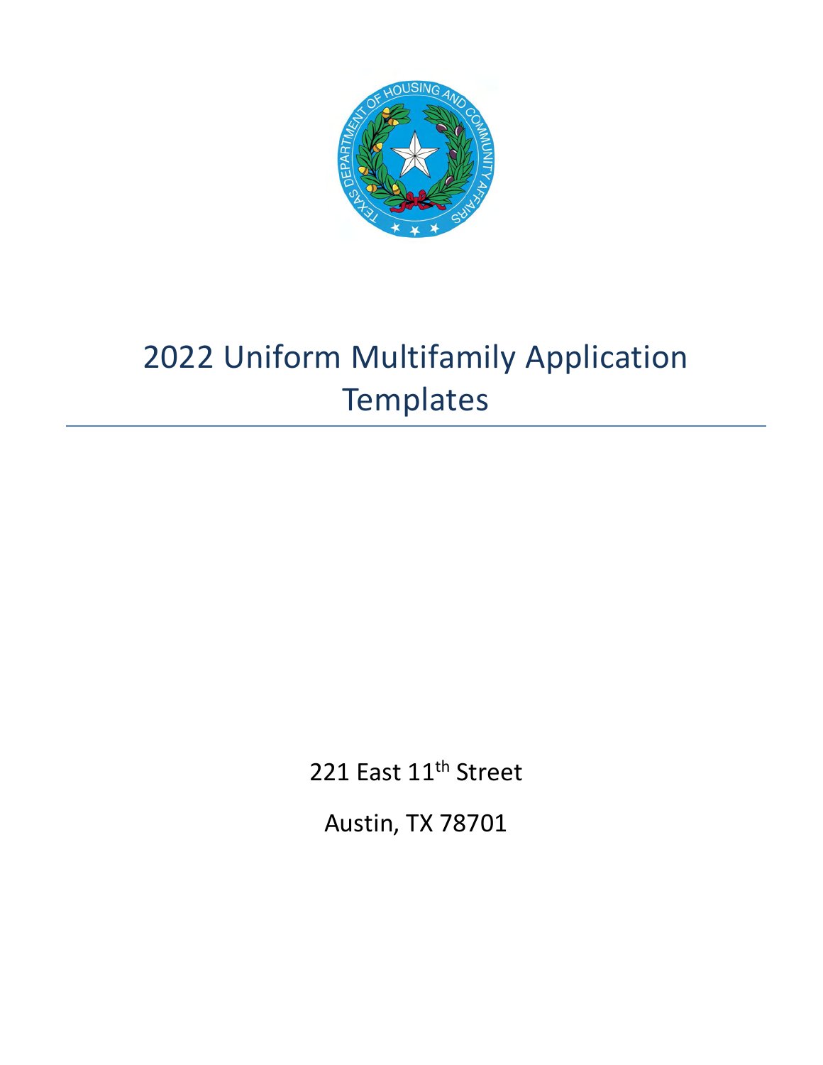# 2022 Uniform Multifamily Application Templates

221 East 11th Street

Austin, TX 78701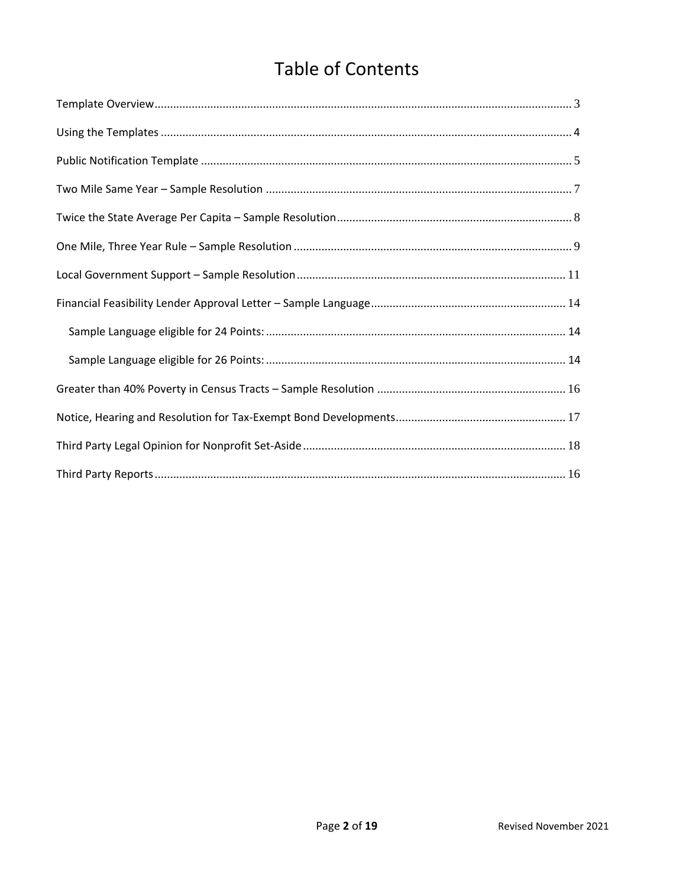# Table of Contents

Template Overview ........................................................................................................................... 3

Using the Templates ......................................................................................................................... 4

Public Notification Template ............................................................................................................ 5

Two Mile Same Year – Sample Resolution ....................................................................................... 7

Twice the State Average Per Capita – Sample Resolution ................................................................ 8

One Mile, Three Year Rule – Sample Resolution .............................................................................. 9

Local Government Support – Sample Resolution ........................................................................... 11

Financial Feasibility Lender Approval Letter – Sample Language ................................................... 14

- Sample Language eligible for 24 Points: ..................................................................................... 14
- Sample Language eligible for 26 Points: ..................................................................................... 14

Greater than 40% Poverty in Census Tracts – Sample Resolution ................................................. 16

Notice, Hearing and Resolution for Tax-Exempt Bond Developments ............................................ 17

Third Party Legal Opinion for Nonprofit Set-Aside ......................................................................... 18

Third Party Reports ......................................................................................................................... 16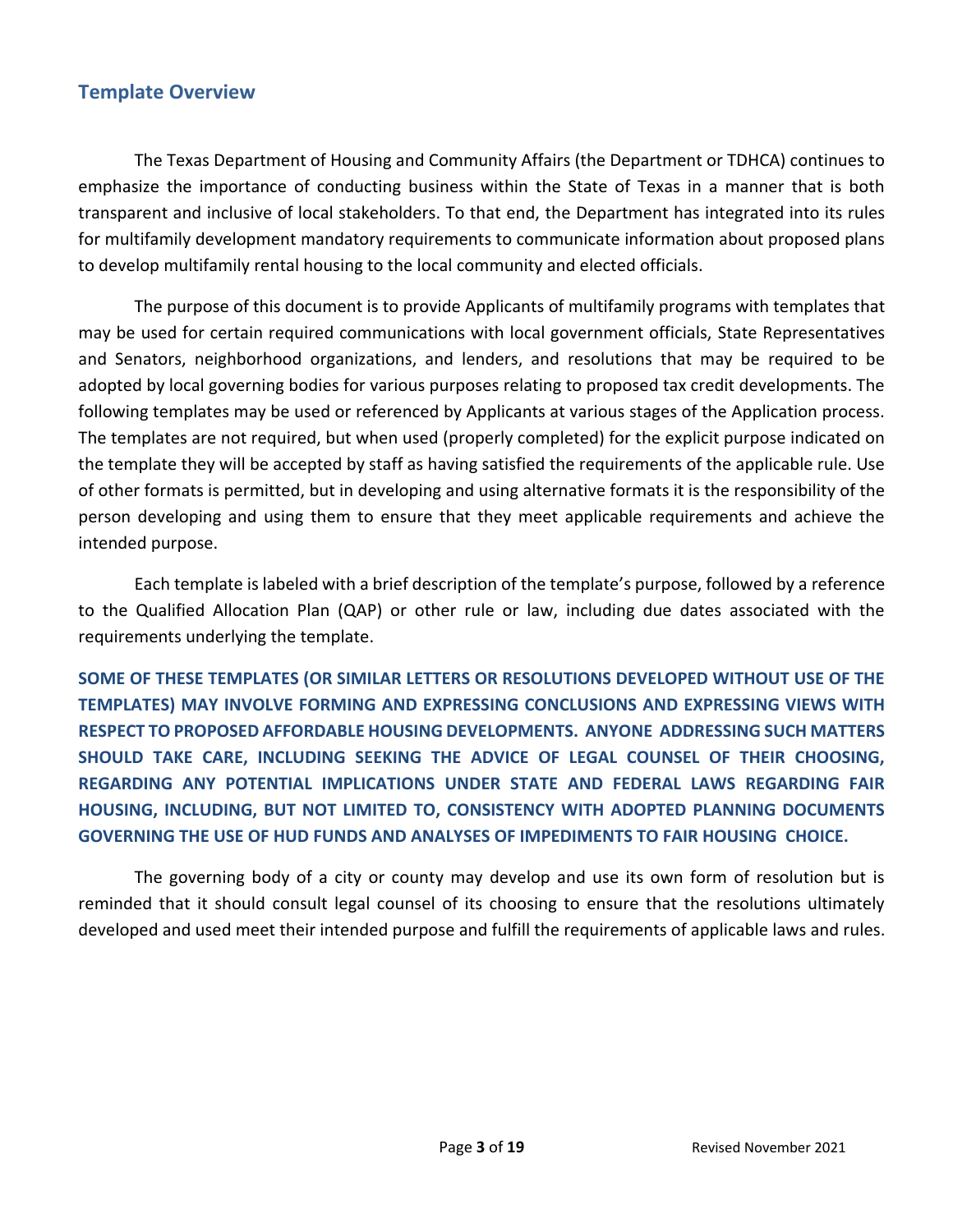## Template Overview

The Texas Department of Housing and Community Affairs (the Department or TDHCA) continues to emphasize the importance of conducting business within the State of Texas in a manner that is both transparent and inclusive of local stakeholders. To that end, the Department has integrated into its rules for multifamily development mandatory requirements to communicate information about proposed plans to develop multifamily rental housing to the local community and elected officials.

The purpose of this document is to provide Applicants of multifamily programs with templates that may be used for certain required communications with local government officials, State Representatives and Senators, neighborhood organizations, and lenders, and resolutions that may be required to be adopted by local governing bodies for various purposes relating to proposed tax credit developments. The following templates may be used or referenced by Applicants at various stages of the Application process. The templates are not required, but when used (properly completed) for the explicit purpose indicated on the template they will be accepted by staff as having satisfied the requirements of the applicable rule. Use of other formats is permitted, but in developing and using alternative formats it is the responsibility of the person developing and using them to ensure that they meet applicable requirements and achieve the intended purpose.

Each template is labeled with a brief description of the template's purpose, followed by a reference to the Qualified Allocation Plan (QAP) or other rule or law, including due dates associated with the requirements underlying the template.

**SOME OF THESE TEMPLATES (OR SIMILAR LETTERS OR RESOLUTIONS DEVELOPED WITHOUT USE OF THE TEMPLATES) MAY INVOLVE FORMING AND EXPRESSING CONCLUSIONS AND EXPRESSING VIEWS WITH RESPECT TO PROPOSED AFFORDABLE HOUSING DEVELOPMENTS. ANYONE ADDRESSING SUCH MATTERS SHOULD TAKE CARE, INCLUDING SEEKING THE ADVICE OF LEGAL COUNSEL OF THEIR CHOOSING, REGARDING ANY POTENTIAL IMPLICATIONS UNDER STATE AND FEDERAL LAWS REGARDING FAIR HOUSING, INCLUDING, BUT NOT LIMITED TO, CONSISTENCY WITH ADOPTED PLANNING DOCUMENTS GOVERNING THE USE OF HUD FUNDS AND ANALYSES OF IMPEDIMENTS TO FAIR HOUSING CHOICE.**

The governing body of a city or county may develop and use its own form of resolution but is reminded that it should consult legal counsel of its choosing to ensure that the resolutions ultimately developed and used meet their intended purpose and fulfill the requirements of applicable laws and rules.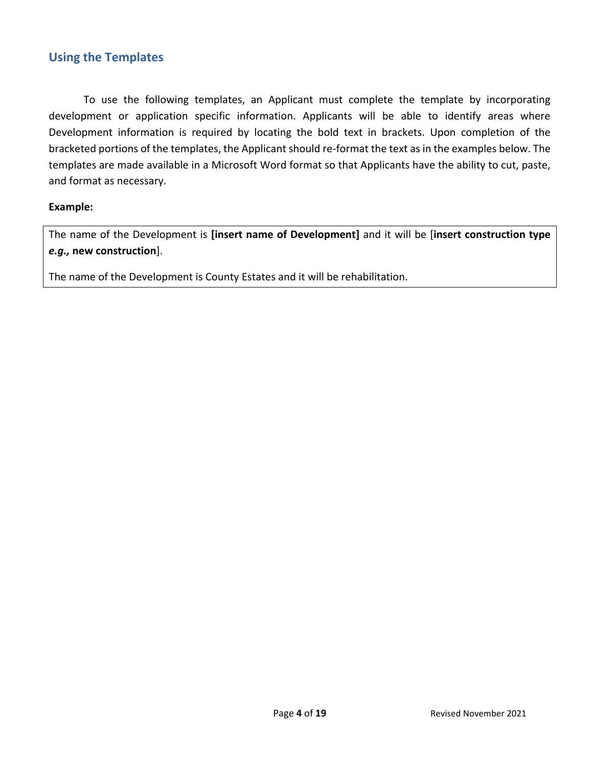## Using the Templates

To use the following templates, an Applicant must complete the template by incorporating development or application specific information. Applicants will be able to identify areas where Development information is required by locating the bold text in brackets. Upon completion of the bracketed portions of the templates, the Applicant should re-format the text as in the examples below. The templates are made available in a Microsoft Word format so that Applicants have the ability to cut, paste, and format as necessary.

**Example:**

> The name of the Development is **[insert name of Development]** and it will be [**insert construction type *e.g.,* new construction**].
>
> The name of the Development is County Estates and it will be rehabilitation.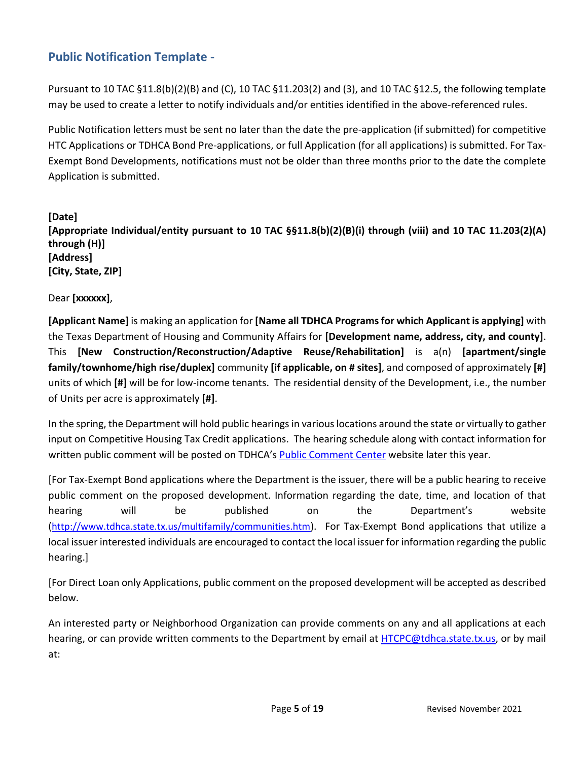## Public Notification Template -

Pursuant to 10 TAC §11.8(b)(2)(B) and (C), 10 TAC §11.203(2) and (3), and 10 TAC §12.5, the following template may be used to create a letter to notify individuals and/or entities identified in the above-referenced rules.

Public Notification letters must be sent no later than the date the pre-application (if submitted) for competitive HTC Applications or TDHCA Bond Pre-applications, or full Application (for all applications) is submitted. For Tax-Exempt Bond Developments, notifications must not be older than three months prior to the date the complete Application is submitted.

**[Date]**
**[Appropriate Individual/entity pursuant to 10 TAC §§11.8(b)(2)(B)(i) through (viii) and 10 TAC 11.203(2)(A) through (H)]**
**[Address]**
**[City, State, ZIP]**

Dear **[xxxxxx]**,

**[Applicant Name]** is making an application for **[Name all TDHCA Programs for which Applicant is applying]** with the Texas Department of Housing and Community Affairs for **[Development name, address, city, and county]**. This **[New Construction/Reconstruction/Adaptive Reuse/Rehabilitation]** is a(n) **[apartment/single family/townhome/high rise/duplex]** community **[if applicable, on # sites]**, and composed of approximately **[#]** units of which **[#]** will be for low-income tenants. The residential density of the Development, i.e., the number of Units per acre is approximately **[#]**.

In the spring, the Department will hold public hearings in various locations around the state or virtually to gather input on Competitive Housing Tax Credit applications. The hearing schedule along with contact information for written public comment will be posted on TDHCA's Public Comment Center website later this year.

[For Tax-Exempt Bond applications where the Department is the issuer, there will be a public hearing to receive public comment on the proposed development. Information regarding the date, time, and location of that hearing will be published on the Department's website (http://www.tdhca.state.tx.us/multifamily/communities.htm). For Tax-Exempt Bond applications that utilize a local issuer interested individuals are encouraged to contact the local issuer for information regarding the public hearing.]

[For Direct Loan only Applications, public comment on the proposed development will be accepted as described below.

An interested party or Neighborhood Organization can provide comments on any and all applications at each hearing, or can provide written comments to the Department by email at HTCPC@tdhca.state.tx.us, or by mail at: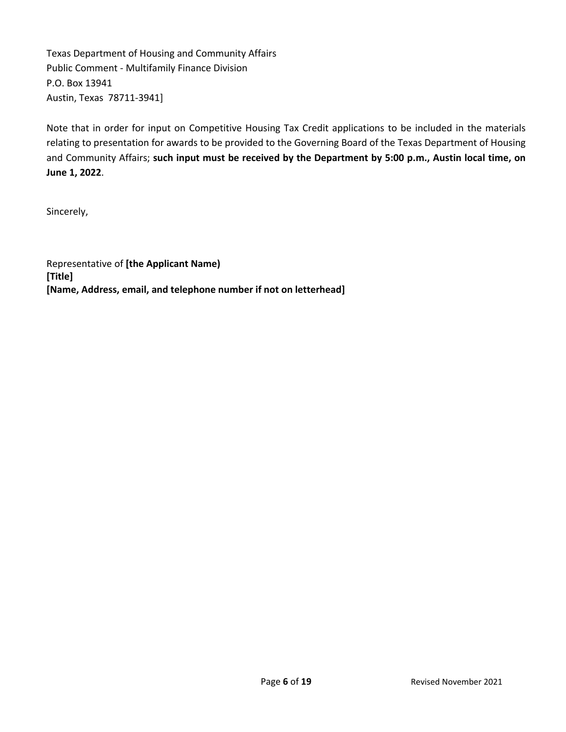Texas Department of Housing and Community Affairs
Public Comment - Multifamily Finance Division
P.O. Box 13941
Austin, Texas 78711-3941]

Note that in order for input on Competitive Housing Tax Credit applications to be included in the materials relating to presentation for awards to be provided to the Governing Board of the Texas Department of Housing and Community Affairs; **such input must be received by the Department by 5:00 p.m., Austin local time, on June 1, 2022**.

Sincerely,

Representative of **[the Applicant Name)**
**[Title]**
**[Name, Address, email, and telephone number if not on letterhead]**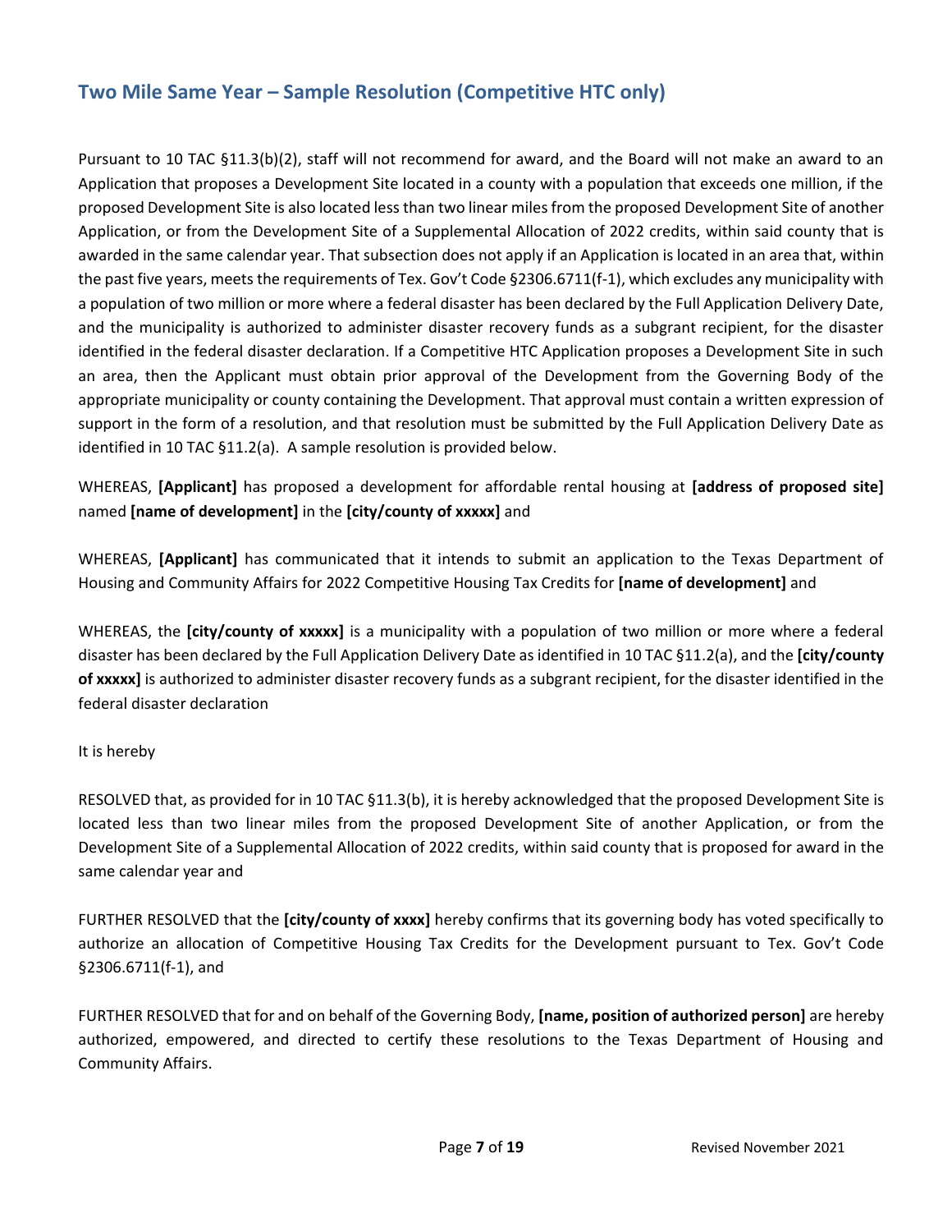## Two Mile Same Year – Sample Resolution (Competitive HTC only)

Pursuant to 10 TAC §11.3(b)(2), staff will not recommend for award, and the Board will not make an award to an Application that proposes a Development Site located in a county with a population that exceeds one million, if the proposed Development Site is also located less than two linear miles from the proposed Development Site of another Application, or from the Development Site of a Supplemental Allocation of 2022 credits, within said county that is awarded in the same calendar year. That subsection does not apply if an Application is located in an area that, within the past five years, meets the requirements of Tex. Gov't Code §2306.6711(f-1), which excludes any municipality with a population of two million or more where a federal disaster has been declared by the Full Application Delivery Date, and the municipality is authorized to administer disaster recovery funds as a subgrant recipient, for the disaster identified in the federal disaster declaration. If a Competitive HTC Application proposes a Development Site in such an area, then the Applicant must obtain prior approval of the Development from the Governing Body of the appropriate municipality or county containing the Development. That approval must contain a written expression of support in the form of a resolution, and that resolution must be submitted by the Full Application Delivery Date as identified in 10 TAC §11.2(a). A sample resolution is provided below.

WHEREAS, **[Applicant]** has proposed a development for affordable rental housing at **[address of proposed site]** named **[name of development]** in the **[city/county of xxxxx]** and

WHEREAS, **[Applicant]** has communicated that it intends to submit an application to the Texas Department of Housing and Community Affairs for 2022 Competitive Housing Tax Credits for **[name of development]** and

WHEREAS, the **[city/county of xxxxx]** is a municipality with a population of two million or more where a federal disaster has been declared by the Full Application Delivery Date as identified in 10 TAC §11.2(a), and the **[city/county of xxxxx]** is authorized to administer disaster recovery funds as a subgrant recipient, for the disaster identified in the federal disaster declaration

It is hereby

RESOLVED that, as provided for in 10 TAC §11.3(b), it is hereby acknowledged that the proposed Development Site is located less than two linear miles from the proposed Development Site of another Application, or from the Development Site of a Supplemental Allocation of 2022 credits, within said county that is proposed for award in the same calendar year and

FURTHER RESOLVED that the **[city/county of xxxx]** hereby confirms that its governing body has voted specifically to authorize an allocation of Competitive Housing Tax Credits for the Development pursuant to Tex. Gov't Code §2306.6711(f-1), and

FURTHER RESOLVED that for and on behalf of the Governing Body, **[name, position of authorized person]** are hereby authorized, empowered, and directed to certify these resolutions to the Texas Department of Housing and Community Affairs.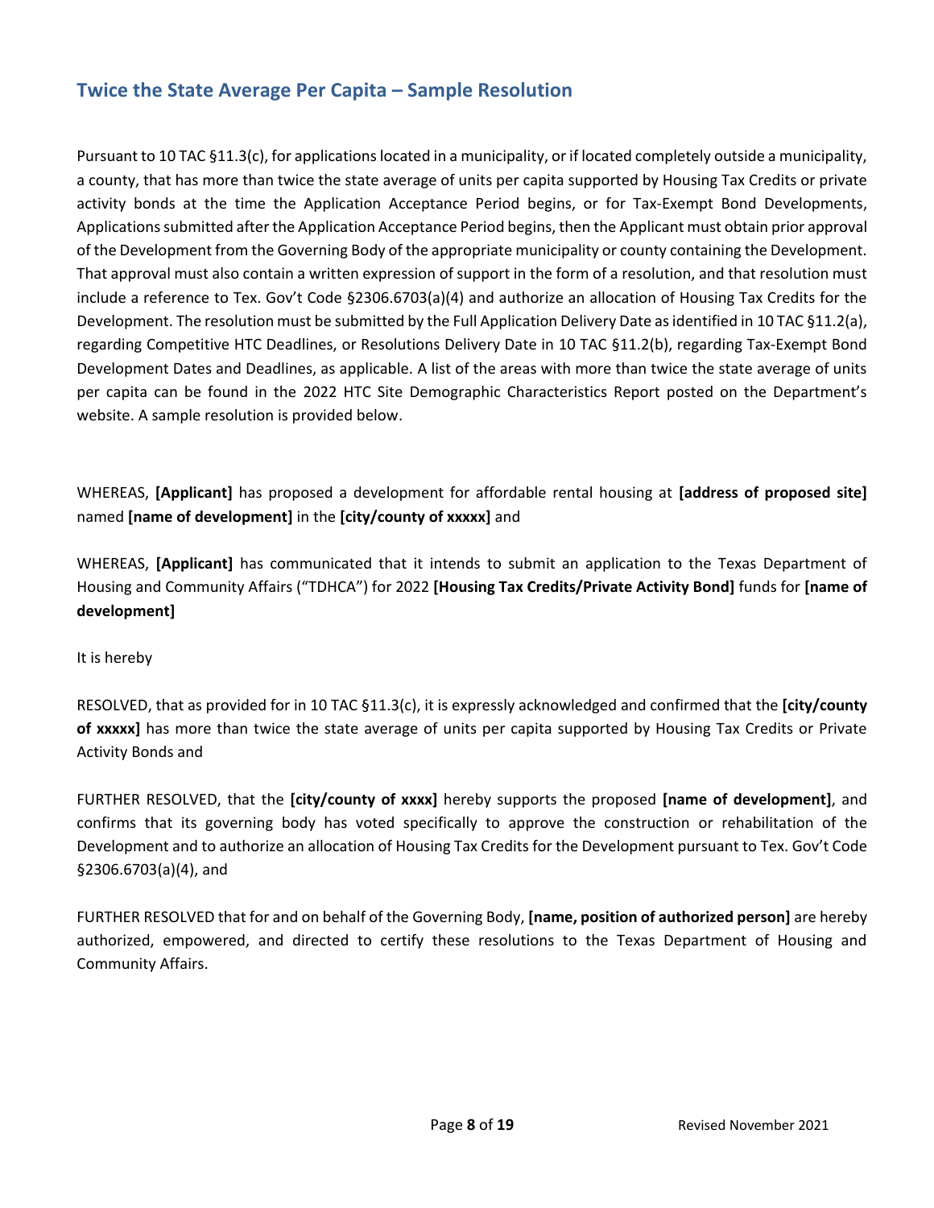## Twice the State Average Per Capita – Sample Resolution

Pursuant to 10 TAC §11.3(c), for applications located in a municipality, or if located completely outside a municipality, a county, that has more than twice the state average of units per capita supported by Housing Tax Credits or private activity bonds at the time the Application Acceptance Period begins, or for Tax-Exempt Bond Developments, Applications submitted after the Application Acceptance Period begins, then the Applicant must obtain prior approval of the Development from the Governing Body of the appropriate municipality or county containing the Development. That approval must also contain a written expression of support in the form of a resolution, and that resolution must include a reference to Tex. Gov't Code §2306.6703(a)(4) and authorize an allocation of Housing Tax Credits for the Development. The resolution must be submitted by the Full Application Delivery Date as identified in 10 TAC §11.2(a), regarding Competitive HTC Deadlines, or Resolutions Delivery Date in 10 TAC §11.2(b), regarding Tax-Exempt Bond Development Dates and Deadlines, as applicable. A list of the areas with more than twice the state average of units per capita can be found in the 2022 HTC Site Demographic Characteristics Report posted on the Department's website. A sample resolution is provided below.

WHEREAS, **[Applicant]** has proposed a development for affordable rental housing at **[address of proposed site]** named **[name of development]** in the **[city/county of xxxxx]** and

WHEREAS, **[Applicant]** has communicated that it intends to submit an application to the Texas Department of Housing and Community Affairs ("TDHCA") for 2022 **[Housing Tax Credits/Private Activity Bond]** funds for **[name of development]**

It is hereby

RESOLVED, that as provided for in 10 TAC §11.3(c), it is expressly acknowledged and confirmed that the **[city/county of xxxxx]** has more than twice the state average of units per capita supported by Housing Tax Credits or Private Activity Bonds and

FURTHER RESOLVED, that the **[city/county of xxxx]** hereby supports the proposed **[name of development]**, and confirms that its governing body has voted specifically to approve the construction or rehabilitation of the Development and to authorize an allocation of Housing Tax Credits for the Development pursuant to Tex. Gov't Code §2306.6703(a)(4), and

FURTHER RESOLVED that for and on behalf of the Governing Body, **[name, position of authorized person]** are hereby authorized, empowered, and directed to certify these resolutions to the Texas Department of Housing and Community Affairs.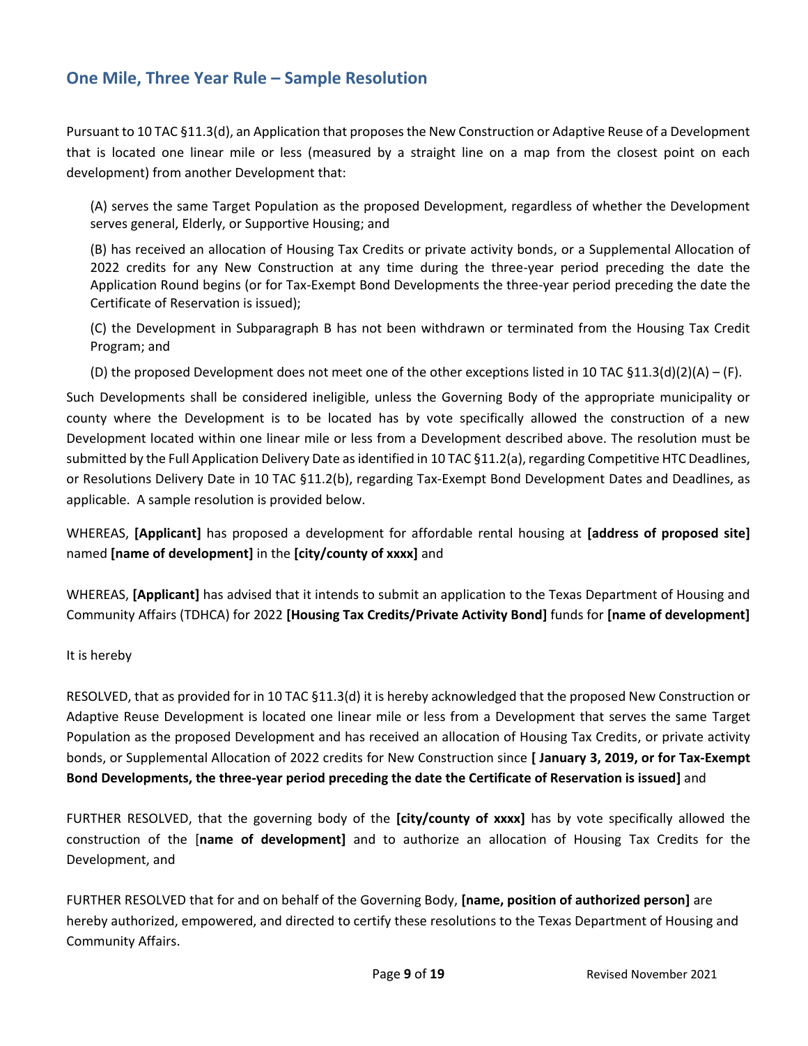## One Mile, Three Year Rule – Sample Resolution

Pursuant to 10 TAC §11.3(d), an Application that proposes the New Construction or Adaptive Reuse of a Development that is located one linear mile or less (measured by a straight line on a map from the closest point on each development) from another Development that:

(A) serves the same Target Population as the proposed Development, regardless of whether the Development serves general, Elderly, or Supportive Housing; and

(B) has received an allocation of Housing Tax Credits or private activity bonds, or a Supplemental Allocation of 2022 credits for any New Construction at any time during the three-year period preceding the date the Application Round begins (or for Tax-Exempt Bond Developments the three-year period preceding the date the Certificate of Reservation is issued);

(C) the Development in Subparagraph B has not been withdrawn or terminated from the Housing Tax Credit Program; and

(D) the proposed Development does not meet one of the other exceptions listed in 10 TAC §11.3(d)(2)(A) – (F).

Such Developments shall be considered ineligible, unless the Governing Body of the appropriate municipality or county where the Development is to be located has by vote specifically allowed the construction of a new Development located within one linear mile or less from a Development described above. The resolution must be submitted by the Full Application Delivery Date as identified in 10 TAC §11.2(a), regarding Competitive HTC Deadlines, or Resolutions Delivery Date in 10 TAC §11.2(b), regarding Tax-Exempt Bond Development Dates and Deadlines, as applicable. A sample resolution is provided below.

WHEREAS, **[Applicant]** has proposed a development for affordable rental housing at **[address of proposed site]** named **[name of development]** in the **[city/county of xxxx]** and

WHEREAS, **[Applicant]** has advised that it intends to submit an application to the Texas Department of Housing and Community Affairs (TDHCA) for 2022 **[Housing Tax Credits/Private Activity Bond]** funds for **[name of development]**

It is hereby

RESOLVED, that as provided for in 10 TAC §11.3(d) it is hereby acknowledged that the proposed New Construction or Adaptive Reuse Development is located one linear mile or less from a Development that serves the same Target Population as the proposed Development and has received an allocation of Housing Tax Credits, or private activity bonds, or Supplemental Allocation of 2022 credits for New Construction since **[ January 3, 2019, or for Tax-Exempt Bond Developments, the three-year period preceding the date the Certificate of Reservation is issued]** and

FURTHER RESOLVED, that the governing body of the **[city/county of xxxx]** has by vote specifically allowed the construction of the [**name of development]** and to authorize an allocation of Housing Tax Credits for the Development, and

FURTHER RESOLVED that for and on behalf of the Governing Body, **[name, position of authorized person]** are hereby authorized, empowered, and directed to certify these resolutions to the Texas Department of Housing and Community Affairs.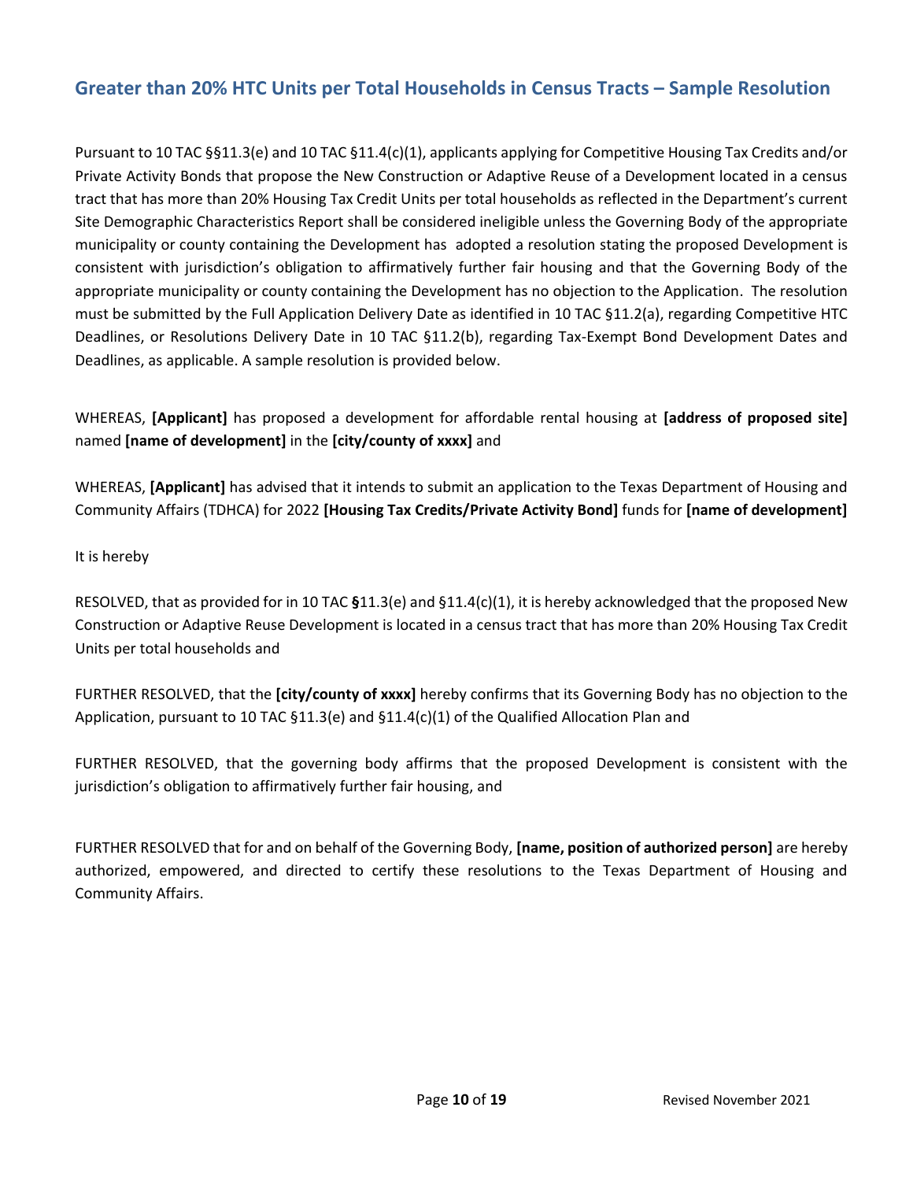## Greater than 20% HTC Units per Total Households in Census Tracts – Sample Resolution

Pursuant to 10 TAC §§11.3(e) and 10 TAC §11.4(c)(1), applicants applying for Competitive Housing Tax Credits and/or Private Activity Bonds that propose the New Construction or Adaptive Reuse of a Development located in a census tract that has more than 20% Housing Tax Credit Units per total households as reflected in the Department's current Site Demographic Characteristics Report shall be considered ineligible unless the Governing Body of the appropriate municipality or county containing the Development has adopted a resolution stating the proposed Development is consistent with jurisdiction's obligation to affirmatively further fair housing and that the Governing Body of the appropriate municipality or county containing the Development has no objection to the Application. The resolution must be submitted by the Full Application Delivery Date as identified in 10 TAC §11.2(a), regarding Competitive HTC Deadlines, or Resolutions Delivery Date in 10 TAC §11.2(b), regarding Tax-Exempt Bond Development Dates and Deadlines, as applicable. A sample resolution is provided below.

WHEREAS, **[Applicant]** has proposed a development for affordable rental housing at **[address of proposed site]** named **[name of development]** in the **[city/county of xxxx]** and

WHEREAS, **[Applicant]** has advised that it intends to submit an application to the Texas Department of Housing and Community Affairs (TDHCA) for 2022 **[Housing Tax Credits/Private Activity Bond]** funds for **[name of development]**

It is hereby

RESOLVED, that as provided for in 10 TAC **§**11.3(e) and §11.4(c)(1), it is hereby acknowledged that the proposed New Construction or Adaptive Reuse Development is located in a census tract that has more than 20% Housing Tax Credit Units per total households and

FURTHER RESOLVED, that the **[city/county of xxxx]** hereby confirms that its Governing Body has no objection to the Application, pursuant to 10 TAC §11.3(e) and §11.4(c)(1) of the Qualified Allocation Plan and

FURTHER RESOLVED, that the governing body affirms that the proposed Development is consistent with the jurisdiction's obligation to affirmatively further fair housing, and

FURTHER RESOLVED that for and on behalf of the Governing Body, **[name, position of authorized person]** are hereby authorized, empowered, and directed to certify these resolutions to the Texas Department of Housing and Community Affairs.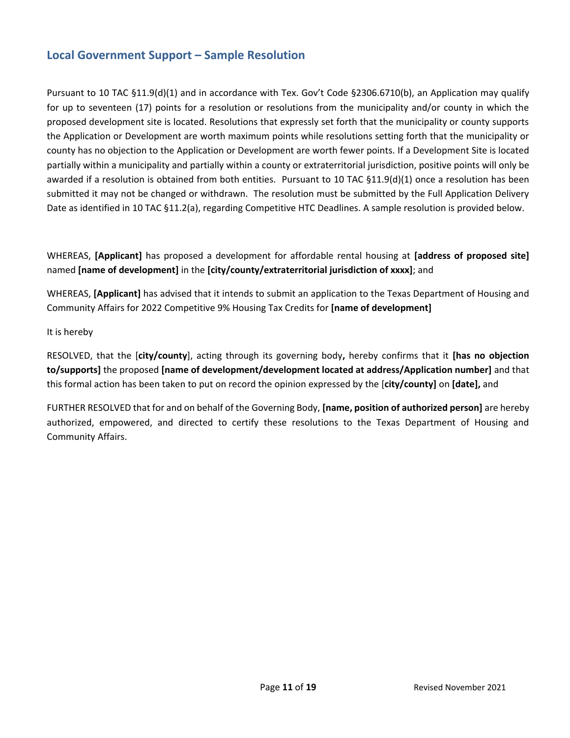## Local Government Support – Sample Resolution

Pursuant to 10 TAC §11.9(d)(1) and in accordance with Tex. Gov't Code §2306.6710(b), an Application may qualify for up to seventeen (17) points for a resolution or resolutions from the municipality and/or county in which the proposed development site is located. Resolutions that expressly set forth that the municipality or county supports the Application or Development are worth maximum points while resolutions setting forth that the municipality or county has no objection to the Application or Development are worth fewer points. If a Development Site is located partially within a municipality and partially within a county or extraterritorial jurisdiction, positive points will only be awarded if a resolution is obtained from both entities. Pursuant to 10 TAC §11.9(d)(1) once a resolution has been submitted it may not be changed or withdrawn. The resolution must be submitted by the Full Application Delivery Date as identified in 10 TAC §11.2(a), regarding Competitive HTC Deadlines. A sample resolution is provided below.

WHEREAS, **[Applicant]** has proposed a development for affordable rental housing at **[address of proposed site]** named **[name of development]** in the **[city/county/extraterritorial jurisdiction of xxxx]**; and

WHEREAS, **[Applicant]** has advised that it intends to submit an application to the Texas Department of Housing and Community Affairs for 2022 Competitive 9% Housing Tax Credits for **[name of development]**

It is hereby

RESOLVED, that the [**city/county**], acting through its governing body**,** hereby confirms that it **[has no objection to/supports]** the proposed **[name of development/development located at address/Application number]** and that this formal action has been taken to put on record the opinion expressed by the [**city/county]** on **[date],** and

FURTHER RESOLVED that for and on behalf of the Governing Body, **[name, position of authorized person]** are hereby authorized, empowered, and directed to certify these resolutions to the Texas Department of Housing and Community Affairs.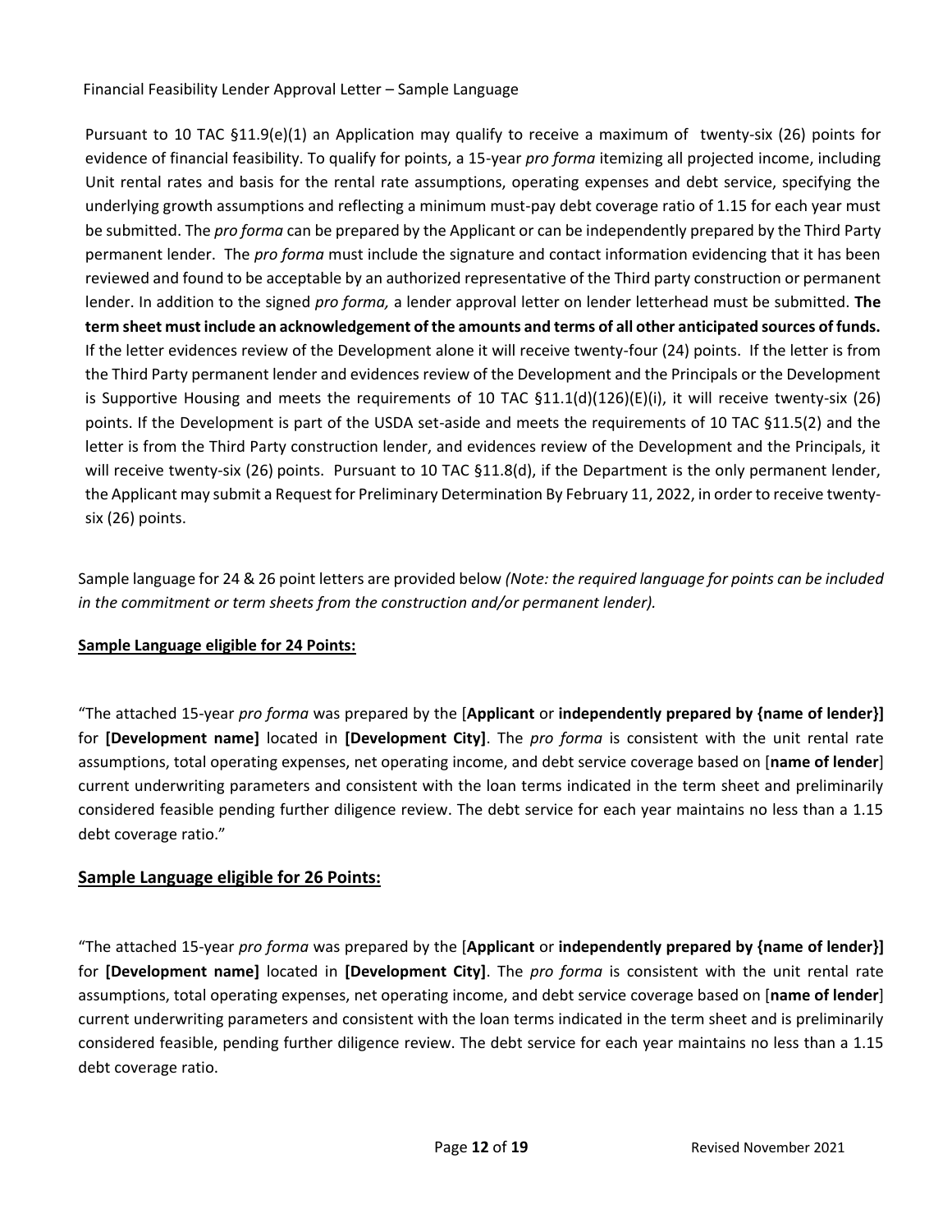Financial Feasibility Lender Approval Letter – Sample Language

Pursuant to 10 TAC §11.9(e)(1) an Application may qualify to receive a maximum of twenty-six (26) points for evidence of financial feasibility. To qualify for points, a 15-year *pro forma* itemizing all projected income, including Unit rental rates and basis for the rental rate assumptions, operating expenses and debt service, specifying the underlying growth assumptions and reflecting a minimum must-pay debt coverage ratio of 1.15 for each year must be submitted. The *pro forma* can be prepared by the Applicant or can be independently prepared by the Third Party permanent lender. The *pro forma* must include the signature and contact information evidencing that it has been reviewed and found to be acceptable by an authorized representative of the Third party construction or permanent lender. In addition to the signed *pro forma,* a lender approval letter on lender letterhead must be submitted. **The term sheet must include an acknowledgement of the amounts and terms of all other anticipated sources of funds.** If the letter evidences review of the Development alone it will receive twenty-four (24) points. If the letter is from the Third Party permanent lender and evidences review of the Development and the Principals or the Development is Supportive Housing and meets the requirements of 10 TAC §11.1(d)(126)(E)(i), it will receive twenty-six (26) points. If the Development is part of the USDA set-aside and meets the requirements of 10 TAC §11.5(2) and the letter is from the Third Party construction lender, and evidences review of the Development and the Principals, it will receive twenty-six (26) points. Pursuant to 10 TAC §11.8(d), if the Department is the only permanent lender, the Applicant may submit a Request for Preliminary Determination By February 11, 2022, in order to receive twenty-six (26) points.

Sample language for 24 & 26 point letters are provided below *(Note: the required language for points can be included in the commitment or term sheets from the construction and/or permanent lender).*

**Sample Language eligible for 24 Points:**

"The attached 15-year *pro forma* was prepared by the [**Applicant** or **independently prepared by {name of lender}]** for **[Development name]** located in **[Development City]**. The *pro forma* is consistent with the unit rental rate assumptions, total operating expenses, net operating income, and debt service coverage based on [**name of lender**] current underwriting parameters and consistent with the loan terms indicated in the term sheet and preliminarily considered feasible pending further diligence review. The debt service for each year maintains no less than a 1.15 debt coverage ratio."

## Sample Language eligible for 26 Points:

"The attached 15-year *pro forma* was prepared by the [**Applicant** or **independently prepared by {name of lender}]** for **[Development name]** located in **[Development City]**. The *pro forma* is consistent with the unit rental rate assumptions, total operating expenses, net operating income, and debt service coverage based on [**name of lender**] current underwriting parameters and consistent with the loan terms indicated in the term sheet and is preliminarily considered feasible, pending further diligence review. The debt service for each year maintains no less than a 1.15 debt coverage ratio.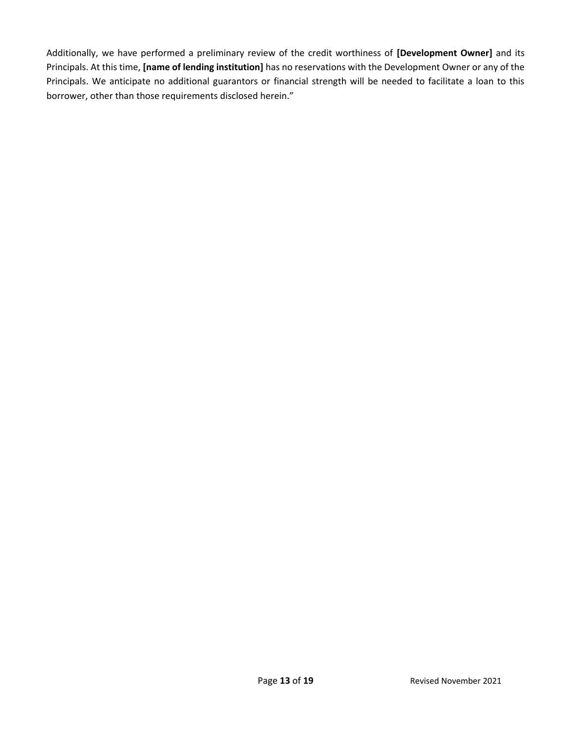Additionally, we have performed a preliminary review of the credit worthiness of **[Development Owner]** and its Principals. At this time, **[name of lending institution]** has no reservations with the Development Owner or any of the Principals. We anticipate no additional guarantors or financial strength will be needed to facilitate a loan to this borrower, other than those requirements disclosed herein."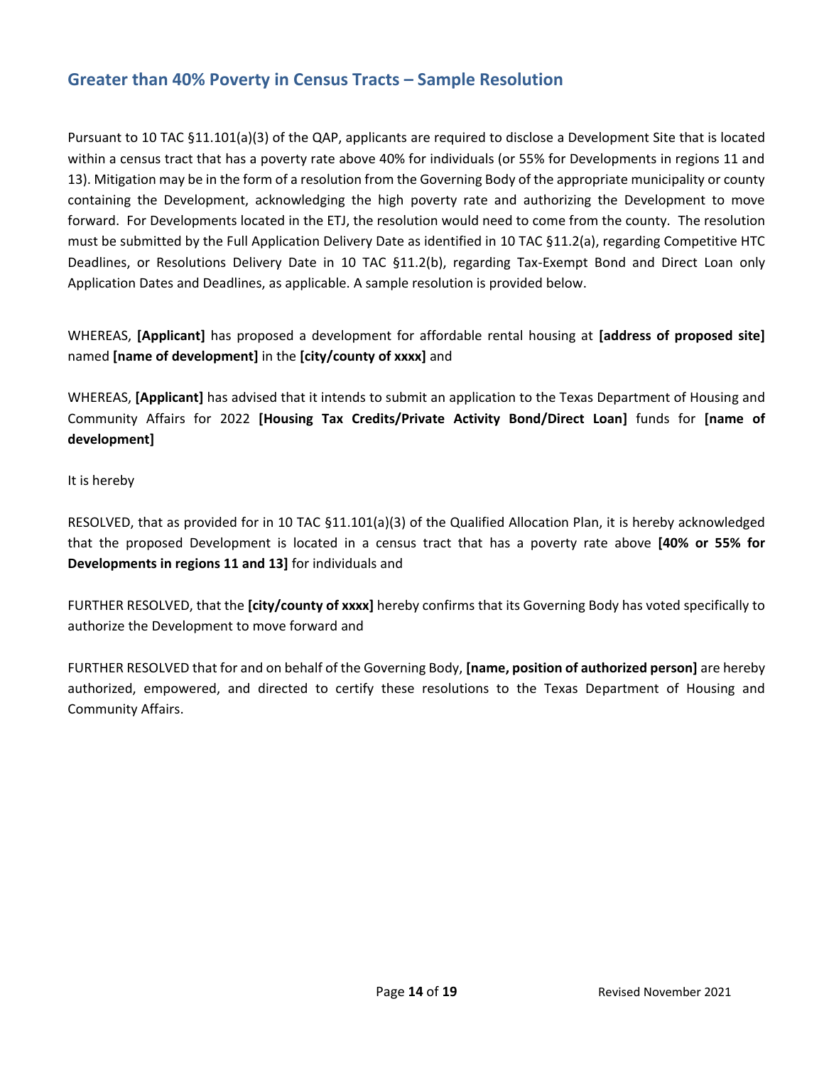## Greater than 40% Poverty in Census Tracts – Sample Resolution

Pursuant to 10 TAC §11.101(a)(3) of the QAP, applicants are required to disclose a Development Site that is located within a census tract that has a poverty rate above 40% for individuals (or 55% for Developments in regions 11 and 13). Mitigation may be in the form of a resolution from the Governing Body of the appropriate municipality or county containing the Development, acknowledging the high poverty rate and authorizing the Development to move forward. For Developments located in the ETJ, the resolution would need to come from the county. The resolution must be submitted by the Full Application Delivery Date as identified in 10 TAC §11.2(a), regarding Competitive HTC Deadlines, or Resolutions Delivery Date in 10 TAC §11.2(b), regarding Tax-Exempt Bond and Direct Loan only Application Dates and Deadlines, as applicable. A sample resolution is provided below.

WHEREAS, **[Applicant]** has proposed a development for affordable rental housing at **[address of proposed site]** named **[name of development]** in the **[city/county of xxxx]** and

WHEREAS, **[Applicant]** has advised that it intends to submit an application to the Texas Department of Housing and Community Affairs for 2022 **[Housing Tax Credits/Private Activity Bond/Direct Loan]** funds for **[name of development]**

It is hereby

RESOLVED, that as provided for in 10 TAC §11.101(a)(3) of the Qualified Allocation Plan, it is hereby acknowledged that the proposed Development is located in a census tract that has a poverty rate above **[40% or 55% for Developments in regions 11 and 13]** for individuals and

FURTHER RESOLVED, that the **[city/county of xxxx]** hereby confirms that its Governing Body has voted specifically to authorize the Development to move forward and

FURTHER RESOLVED that for and on behalf of the Governing Body, **[name, position of authorized person]** are hereby authorized, empowered, and directed to certify these resolutions to the Texas Department of Housing and Community Affairs.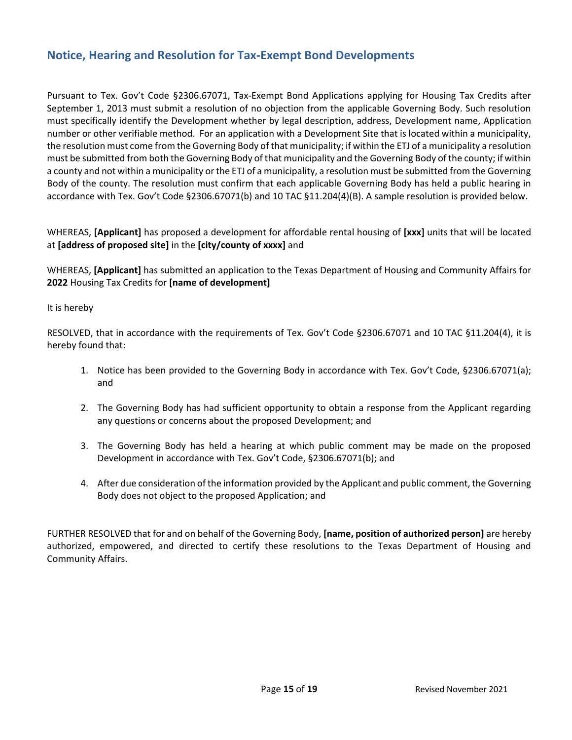## Notice, Hearing and Resolution for Tax-Exempt Bond Developments

Pursuant to Tex. Gov't Code §2306.67071, Tax-Exempt Bond Applications applying for Housing Tax Credits after September 1, 2013 must submit a resolution of no objection from the applicable Governing Body. Such resolution must specifically identify the Development whether by legal description, address, Development name, Application number or other verifiable method. For an application with a Development Site that is located within a municipality, the resolution must come from the Governing Body of that municipality; if within the ETJ of a municipality a resolution must be submitted from both the Governing Body of that municipality and the Governing Body of the county; if within a county and not within a municipality or the ETJ of a municipality, a resolution must be submitted from the Governing Body of the county. The resolution must confirm that each applicable Governing Body has held a public hearing in accordance with Tex. Gov't Code §2306.67071(b) and 10 TAC §11.204(4)(B). A sample resolution is provided below.

WHEREAS, **[Applicant]** has proposed a development for affordable rental housing of **[xxx]** units that will be located at **[address of proposed site]** in the **[city/county of xxxx]** and

WHEREAS, **[Applicant]** has submitted an application to the Texas Department of Housing and Community Affairs for **2022** Housing Tax Credits for **[name of development]**

It is hereby

RESOLVED, that in accordance with the requirements of Tex. Gov't Code §2306.67071 and 10 TAC §11.204(4), it is hereby found that:

1. Notice has been provided to the Governing Body in accordance with Tex. Gov't Code, §2306.67071(a); and
2. The Governing Body has had sufficient opportunity to obtain a response from the Applicant regarding any questions or concerns about the proposed Development; and
3. The Governing Body has held a hearing at which public comment may be made on the proposed Development in accordance with Tex. Gov't Code, §2306.67071(b); and
4. After due consideration of the information provided by the Applicant and public comment, the Governing Body does not object to the proposed Application; and

FURTHER RESOLVED that for and on behalf of the Governing Body, **[name, position of authorized person]** are hereby authorized, empowered, and directed to certify these resolutions to the Texas Department of Housing and Community Affairs.

Revised November 2021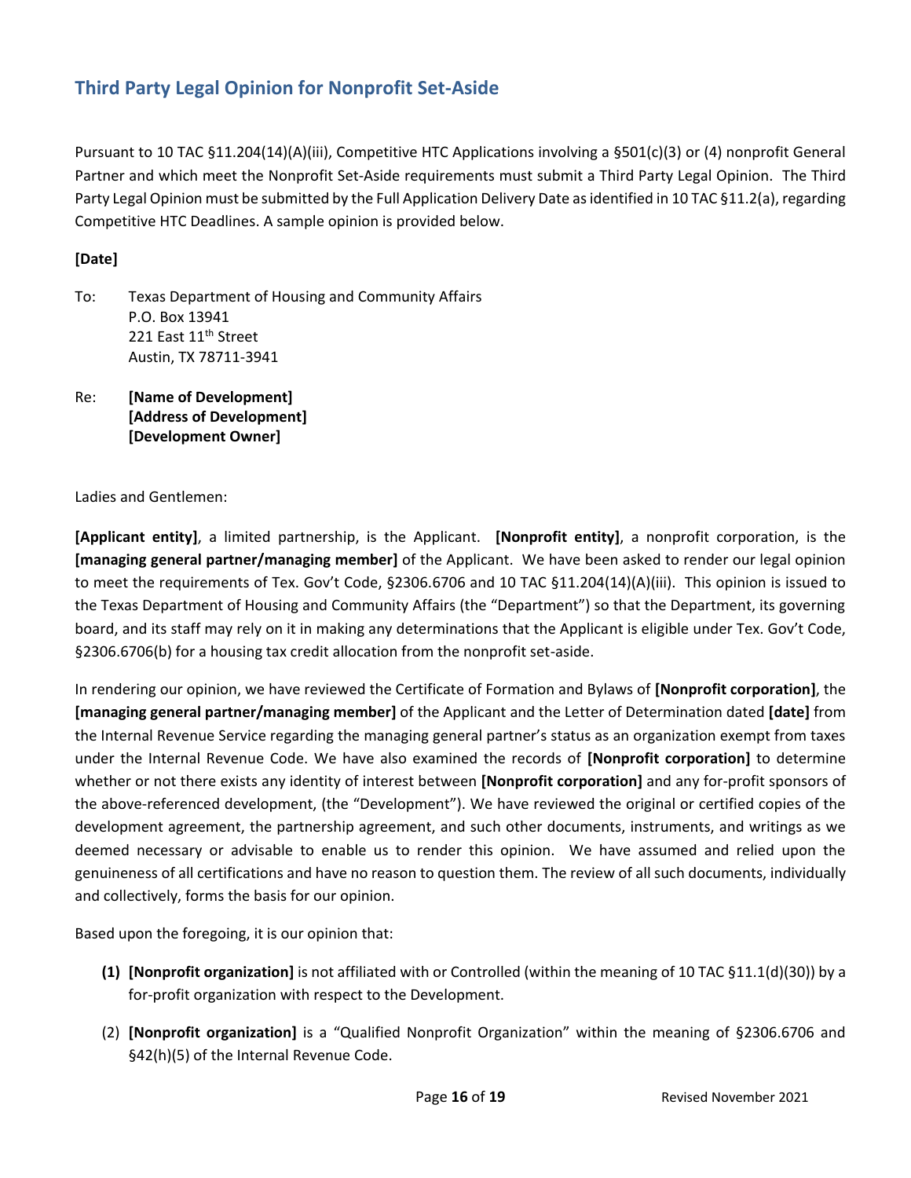## Third Party Legal Opinion for Nonprofit Set-Aside

Pursuant to 10 TAC §11.204(14)(A)(iii), Competitive HTC Applications involving a §501(c)(3) or (4) nonprofit General Partner and which meet the Nonprofit Set-Aside requirements must submit a Third Party Legal Opinion. The Third Party Legal Opinion must be submitted by the Full Application Delivery Date as identified in 10 TAC §11.2(a), regarding Competitive HTC Deadlines. A sample opinion is provided below.

**[Date]**

To: Texas Department of Housing and Community Affairs
P.O. Box 13941
221 East 11th Street
Austin, TX 78711-3941

Re: **[Name of Development]**
**[Address of Development]**
**[Development Owner]**

Ladies and Gentlemen:

**[Applicant entity]**, a limited partnership, is the Applicant. **[Nonprofit entity]**, a nonprofit corporation, is the **[managing general partner/managing member]** of the Applicant. We have been asked to render our legal opinion to meet the requirements of Tex. Gov't Code, §2306.6706 and 10 TAC §11.204(14)(A)(iii). This opinion is issued to the Texas Department of Housing and Community Affairs (the "Department") so that the Department, its governing board, and its staff may rely on it in making any determinations that the Applicant is eligible under Tex. Gov't Code, §2306.6706(b) for a housing tax credit allocation from the nonprofit set-aside.

In rendering our opinion, we have reviewed the Certificate of Formation and Bylaws of **[Nonprofit corporation]**, the **[managing general partner/managing member]** of the Applicant and the Letter of Determination dated **[date]** from the Internal Revenue Service regarding the managing general partner's status as an organization exempt from taxes under the Internal Revenue Code. We have also examined the records of **[Nonprofit corporation]** to determine whether or not there exists any identity of interest between **[Nonprofit corporation]** and any for-profit sponsors of the above-referenced development, (the "Development"). We have reviewed the original or certified copies of the development agreement, the partnership agreement, and such other documents, instruments, and writings as we deemed necessary or advisable to enable us to render this opinion. We have assumed and relied upon the genuineness of all certifications and have no reason to question them. The review of all such documents, individually and collectively, forms the basis for our opinion.

Based upon the foregoing, it is our opinion that:

**(1)** **[Nonprofit organization]** is not affiliated with or Controlled (within the meaning of 10 TAC §11.1(d)(30)) by a for-profit organization with respect to the Development.

(2) **[Nonprofit organization]** is a "Qualified Nonprofit Organization" within the meaning of §2306.6706 and §42(h)(5) of the Internal Revenue Code.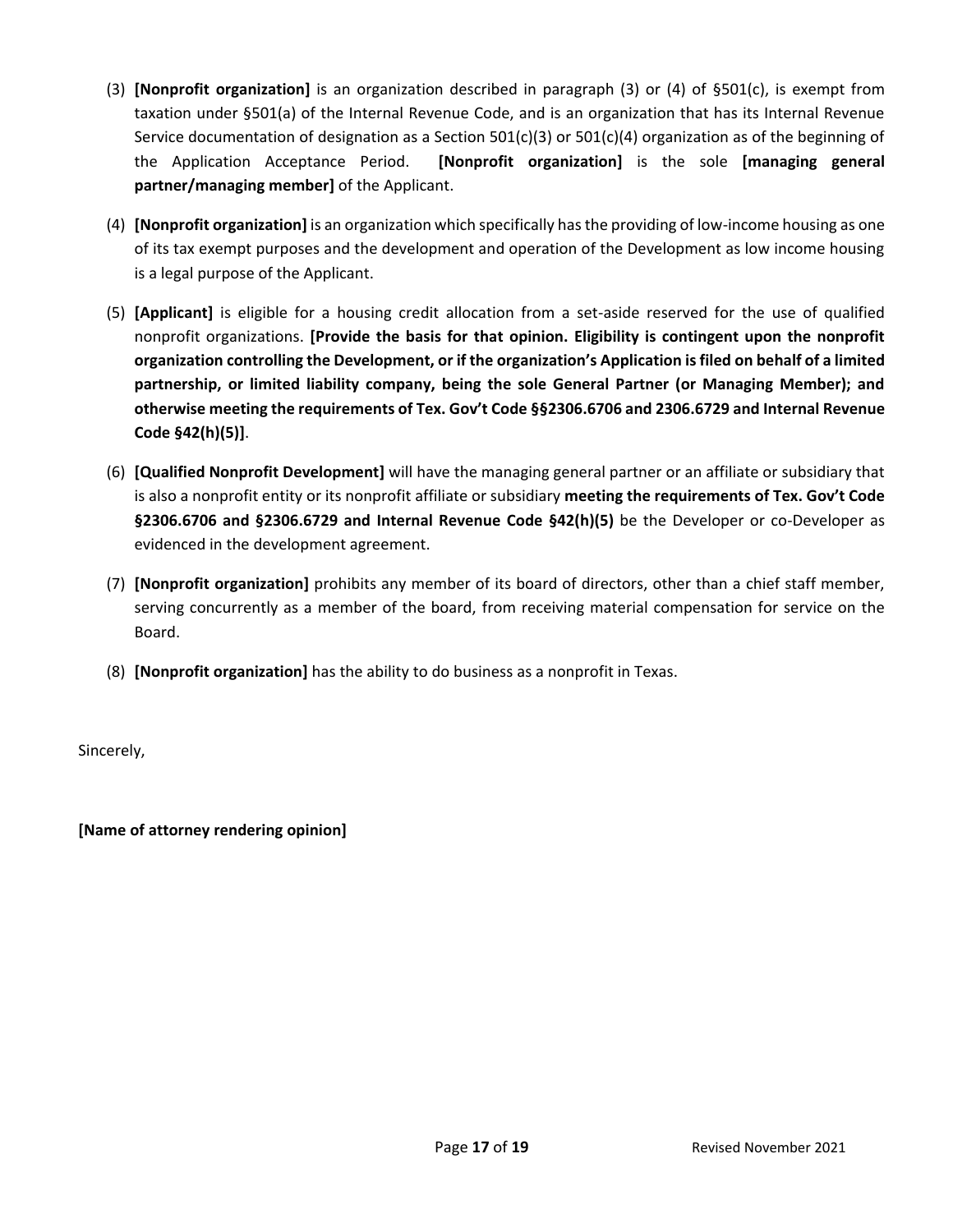(3) **[Nonprofit organization]** is an organization described in paragraph (3) or (4) of §501(c), is exempt from taxation under §501(a) of the Internal Revenue Code, and is an organization that has its Internal Revenue Service documentation of designation as a Section 501(c)(3) or 501(c)(4) organization as of the beginning of the Application Acceptance Period. **[Nonprofit organization]** is the sole **[managing general partner/managing member]** of the Applicant.

(4) **[Nonprofit organization]** is an organization which specifically has the providing of low-income housing as one of its tax exempt purposes and the development and operation of the Development as low income housing is a legal purpose of the Applicant.

(5) **[Applicant]** is eligible for a housing credit allocation from a set-aside reserved for the use of qualified nonprofit organizations. **[Provide the basis for that opinion. Eligibility is contingent upon the nonprofit organization controlling the Development, or if the organization's Application is filed on behalf of a limited partnership, or limited liability company, being the sole General Partner (or Managing Member); and otherwise meeting the requirements of Tex. Gov't Code §§2306.6706 and 2306.6729 and Internal Revenue Code §42(h)(5)]**.

(6) **[Qualified Nonprofit Development]** will have the managing general partner or an affiliate or subsidiary that is also a nonprofit entity or its nonprofit affiliate or subsidiary **meeting the requirements of Tex. Gov't Code §2306.6706 and §2306.6729 and Internal Revenue Code §42(h)(5)** be the Developer or co-Developer as evidenced in the development agreement.

(7) **[Nonprofit organization]** prohibits any member of its board of directors, other than a chief staff member, serving concurrently as a member of the board, from receiving material compensation for service on the Board.

(8) **[Nonprofit organization]** has the ability to do business as a nonprofit in Texas.

Sincerely,

**[Name of attorney rendering opinion]**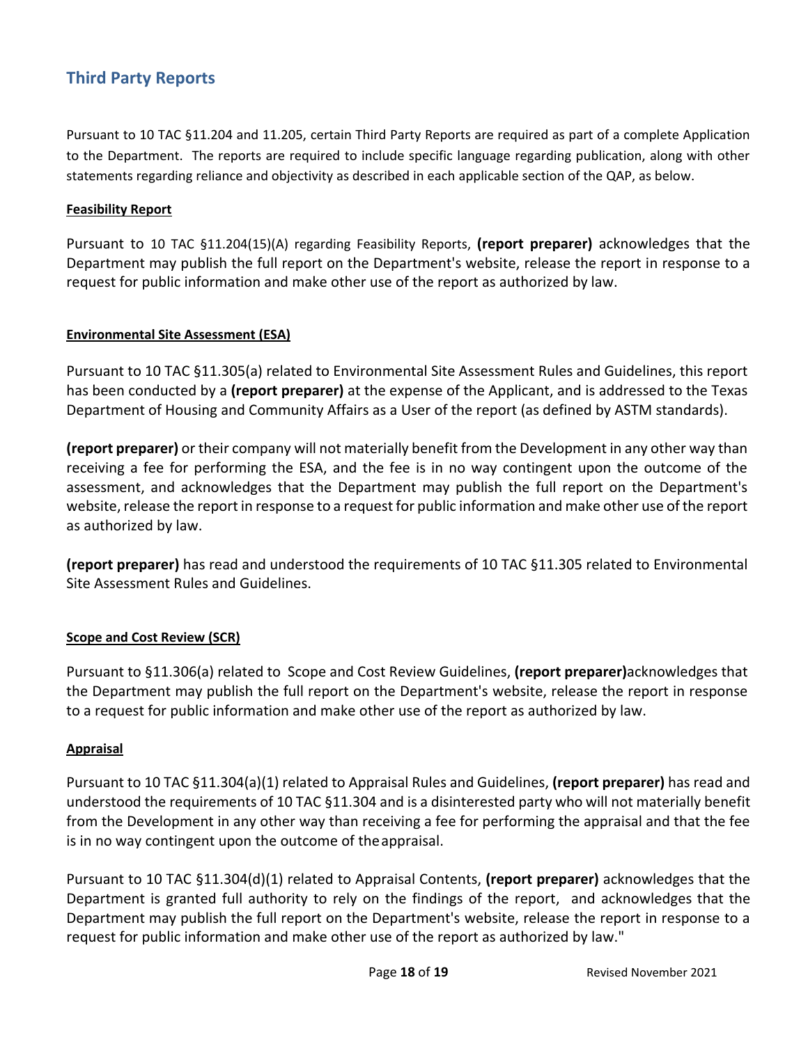## Third Party Reports

Pursuant to 10 TAC §11.204 and 11.205, certain Third Party Reports are required as part of a complete Application to the Department. The reports are required to include specific language regarding publication, along with other statements regarding reliance and objectivity as described in each applicable section of the QAP, as below.

**Feasibility Report**

Pursuant to 10 TAC §11.204(15)(A) regarding Feasibility Reports, **(report preparer)** acknowledges that the Department may publish the full report on the Department's website, release the report in response to a request for public information and make other use of the report as authorized by law.

**Environmental Site Assessment (ESA)**

Pursuant to 10 TAC §11.305(a) related to Environmental Site Assessment Rules and Guidelines, this report has been conducted by a **(report preparer)** at the expense of the Applicant, and is addressed to the Texas Department of Housing and Community Affairs as a User of the report (as defined by ASTM standards).

**(report preparer)** or their company will not materially benefit from the Development in any other way than receiving a fee for performing the ESA, and the fee is in no way contingent upon the outcome of the assessment, and acknowledges that the Department may publish the full report on the Department's website, release the report in response to a request for public information and make other use of the report as authorized by law.

**(report preparer)** has read and understood the requirements of 10 TAC §11.305 related to Environmental Site Assessment Rules and Guidelines.

**Scope and Cost Review (SCR)**

Pursuant to §11.306(a) related to Scope and Cost Review Guidelines, **(report preparer)**acknowledges that the Department may publish the full report on the Department's website, release the report in response to a request for public information and make other use of the report as authorized by law.

**Appraisal**

Pursuant to 10 TAC §11.304(a)(1) related to Appraisal Rules and Guidelines, **(report preparer)** has read and understood the requirements of 10 TAC §11.304 and is a disinterested party who will not materially benefit from the Development in any other way than receiving a fee for performing the appraisal and that the fee is in no way contingent upon the outcome of the appraisal.

Pursuant to 10 TAC §11.304(d)(1) related to Appraisal Contents, **(report preparer)** acknowledges that the Department is granted full authority to rely on the findings of the report, and acknowledges that the Department may publish the full report on the Department's website, release the report in response to a request for public information and make other use of the report as authorized by law."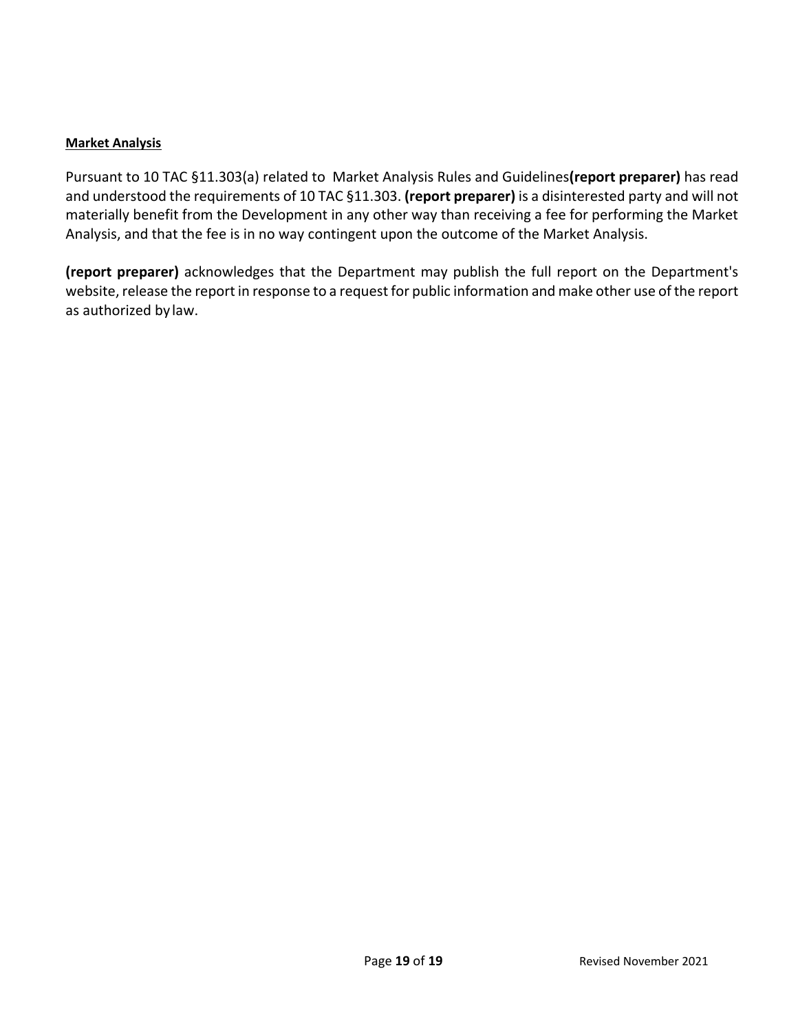**Market Analysis**

Pursuant to 10 TAC §11.303(a) related to Market Analysis Rules and Guidelines**(report preparer)** has read and understood the requirements of 10 TAC §11.303. **(report preparer)** is a disinterested party and will not materially benefit from the Development in any other way than receiving a fee for performing the Market Analysis, and that the fee is in no way contingent upon the outcome of the Market Analysis.

**(report preparer)** acknowledges that the Department may publish the full report on the Department's website, release the report in response to a request for public information and make other use of the report as authorized by law.